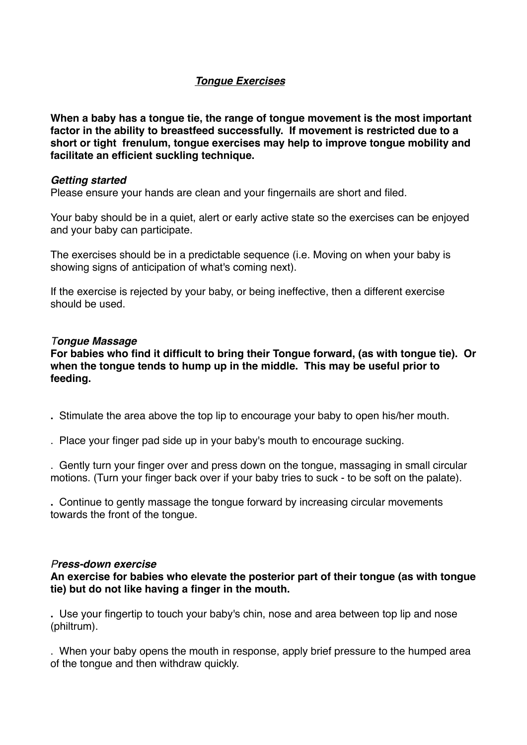# ***Tongue Exercises***

**When a baby has a tongue tie, the range of tongue movement is the most important factor in the ability to breastfeed successfully. If movement is restricted due to a short or tight frenulum, tongue exercises may help to improve tongue mobility and facilitate an efficient suckling technique.**

### *Getting started*

Please ensure your hands are clean and your fingernails are short and filed.

Your baby should be in a quiet, alert or early active state so the exercises can be enjoyed and your baby can participate.

The exercises should be in a predictable sequence (i.e. Moving on when your baby is showing signs of anticipation of what's coming next).

If the exercise is rejected by your baby, or being ineffective, then a different exercise should be used.

### *Tongue Massage*

**For babies who find it difficult to bring their Tongue forward, (as with tongue tie). Or when the tongue tends to hump up in the middle. This may be useful prior to feeding.**

. Stimulate the area above the top lip to encourage your baby to open his/her mouth.

. Place your finger pad side up in your baby's mouth to encourage sucking.

. Gently turn your finger over and press down on the tongue, massaging in small circular motions. (Turn your finger back over if your baby tries to suck - to be soft on the palate).

. Continue to gently massage the tongue forward by increasing circular movements towards the front of the tongue.

### *Press-down exercise*

**An exercise for babies who elevate the posterior part of their tongue (as with tongue tie) but do not like having a finger in the mouth.**

. Use your fingertip to touch your baby's chin, nose and area between top lip and nose (philtrum).

. When your baby opens the mouth in response, apply brief pressure to the humped area of the tongue and then withdraw quickly.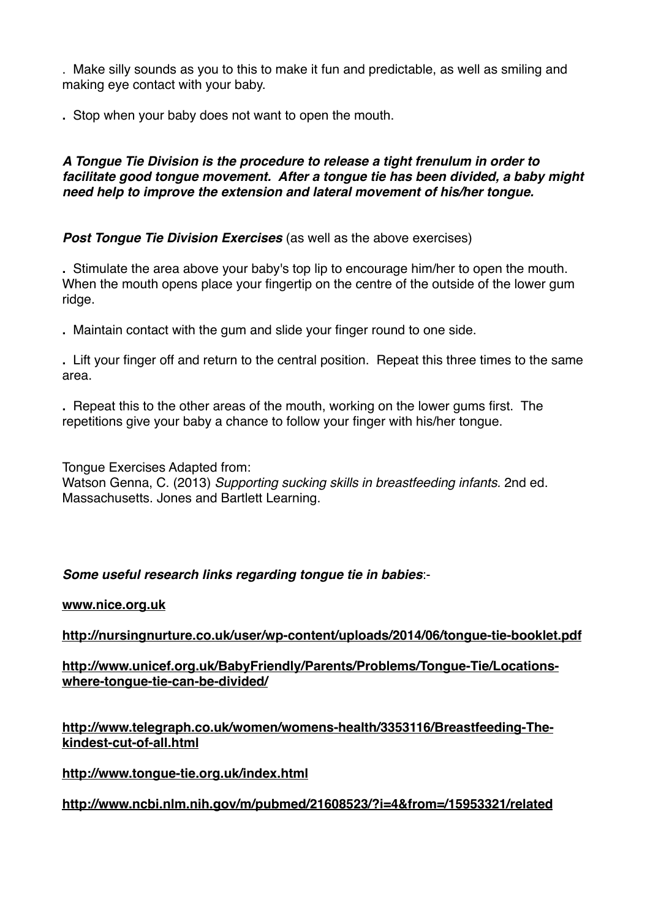. Make silly sounds as you to this to make it fun and predictable, as well as smiling and making eye contact with your baby.

. Stop when your baby does not want to open the mouth.

***A Tongue Tie Division is the procedure to release a tight frenulum in order to facilitate good tongue movement. After a tongue tie has been divided, a baby might need help to improve the extension and lateral movement of his/her tongue.***

***Post Tongue Tie Division Exercises*** (as well as the above exercises)

. Stimulate the area above your baby's top lip to encourage him/her to open the mouth. When the mouth opens place your fingertip on the centre of the outside of the lower gum ridge.

. Maintain contact with the gum and slide your finger round to one side.

. Lift your finger off and return to the central position. Repeat this three times to the same area.

. Repeat this to the other areas of the mouth, working on the lower gums first. The repetitions give your baby a chance to follow your finger with his/her tongue.

Tongue Exercises Adapted from:
Watson Genna, C. (2013) *Supporting sucking skills in breastfeeding infants.* 2nd ed. Massachusetts. Jones and Bartlett Learning.

***Some useful research links regarding tongue tie in babies***:-

**www.nice.org.uk**

**http://nursingnurture.co.uk/user/wp-content/uploads/2014/06/tongue-tie-booklet.pdf**

**http://www.unicef.org.uk/BabyFriendly/Parents/Problems/Tongue-Tie/Locations-where-tongue-tie-can-be-divided/**

**http://www.telegraph.co.uk/women/womens-health/3353116/Breastfeeding-The-kindest-cut-of-all.html**

**http://www.tongue-tie.org.uk/index.html**

**http://www.ncbi.nlm.nih.gov/m/pubmed/21608523/?i=4&from=/15953321/related**